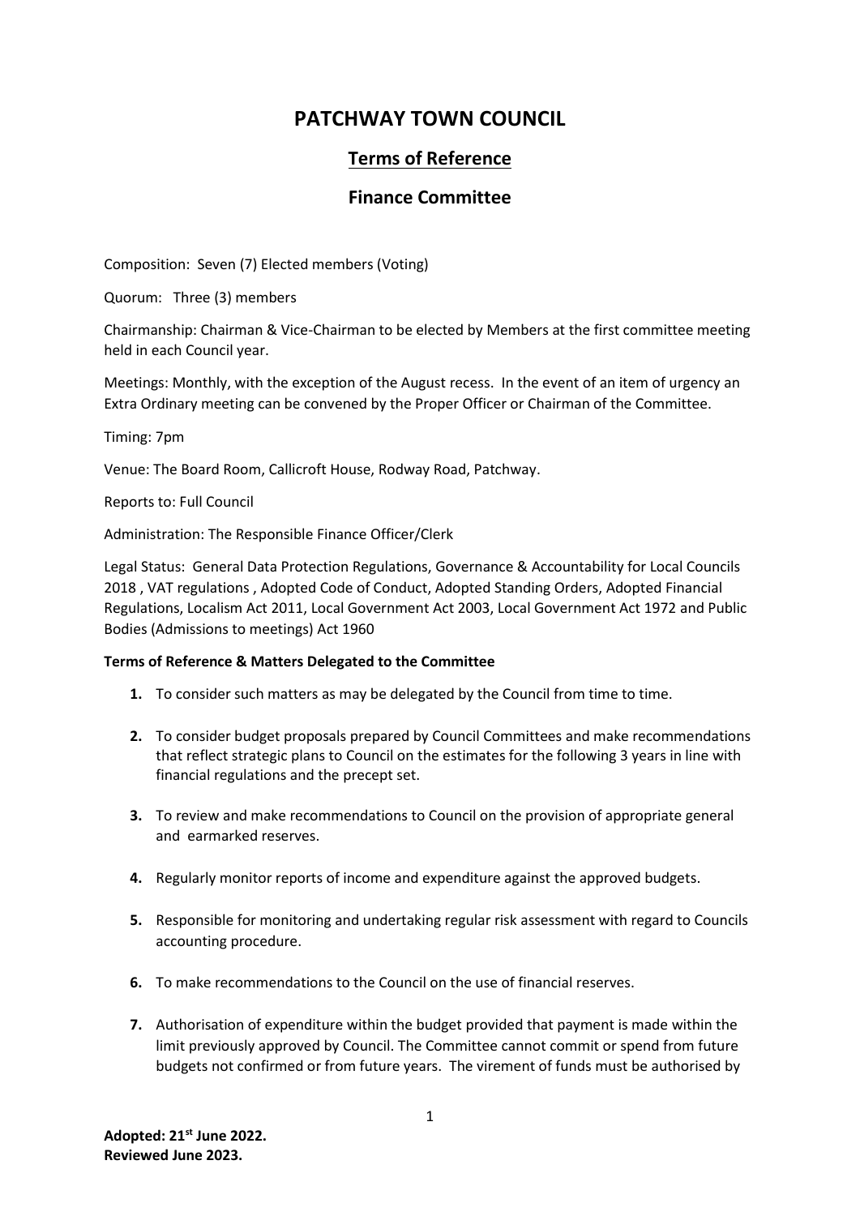# PATCHWAY TOWN COUNCIL

## Terms of Reference

## Finance Committee

Composition: Seven (7) Elected members (Voting)

Quorum: Three (3) members

Chairmanship: Chairman & Vice-Chairman to be elected by Members at the first committee meeting held in each Council year.

Meetings: Monthly, with the exception of the August recess. In the event of an item of urgency an Extra Ordinary meeting can be convened by the Proper Officer or Chairman of the Committee.

Timing: 7pm

Venue: The Board Room, Callicroft House, Rodway Road, Patchway.

Reports to: Full Council

Administration: The Responsible Finance Officer/Clerk

Legal Status: General Data Protection Regulations, Governance & Accountability for Local Councils 2018 , VAT regulations , Adopted Code of Conduct, Adopted Standing Orders, Adopted Financial Regulations, Localism Act 2011, Local Government Act 2003, Local Government Act 1972 and Public Bodies (Admissions to meetings) Act 1960

**Terms of Reference & Matters Delegated to the Committee**

1. To consider such matters as may be delegated by the Council from time to time.
2. To consider budget proposals prepared by Council Committees and make recommendations that reflect strategic plans to Council on the estimates for the following 3 years in line with financial regulations and the precept set.
3. To review and make recommendations to Council on the provision of appropriate general and earmarked reserves.
4. Regularly monitor reports of income and expenditure against the approved budgets.
5. Responsible for monitoring and undertaking regular risk assessment with regard to Councils accounting procedure.
6. To make recommendations to the Council on the use of financial reserves.
7. Authorisation of expenditure within the budget provided that payment is made within the limit previously approved by Council. The Committee cannot commit or spend from future budgets not confirmed or from future years. The virement of funds must be authorised by

**Adopted: 21st June 2022.**
**Reviewed June 2023.**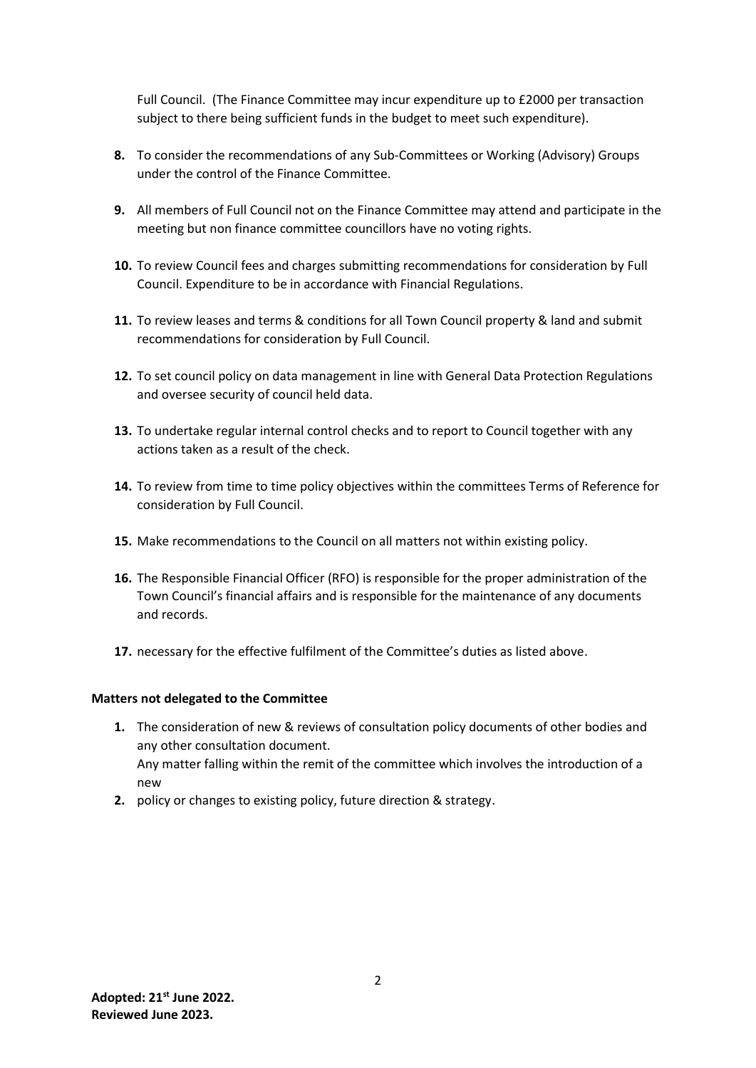Full Council. (The Finance Committee may incur expenditure up to £2000 per transaction subject to there being sufficient funds in the budget to meet such expenditure).

8. To consider the recommendations of any Sub-Committees or Working (Advisory) Groups under the control of the Finance Committee.

9. All members of Full Council not on the Finance Committee may attend and participate in the meeting but non finance committee councillors have no voting rights.

10. To review Council fees and charges submitting recommendations for consideration by Full Council. Expenditure to be in accordance with Financial Regulations.

11. To review leases and terms & conditions for all Town Council property & land and submit recommendations for consideration by Full Council.

12. To set council policy on data management in line with General Data Protection Regulations and oversee security of council held data.

13. To undertake regular internal control checks and to report to Council together with any actions taken as a result of the check.

14. To review from time to time policy objectives within the committees Terms of Reference for consideration by Full Council.

15. Make recommendations to the Council on all matters not within existing policy.

16. The Responsible Financial Officer (RFO) is responsible for the proper administration of the Town Council's financial affairs and is responsible for the maintenance of any documents and records.

17. necessary for the effective fulfilment of the Committee's duties as listed above.

**Matters not delegated to the Committee**

1. The consideration of new & reviews of consultation policy documents of other bodies and any other consultation document.
   Any matter falling within the remit of the committee which involves the introduction of a new
2. policy or changes to existing policy, future direction & strategy.

**Adopted: 21st June 2022.**
**Reviewed June 2023.**